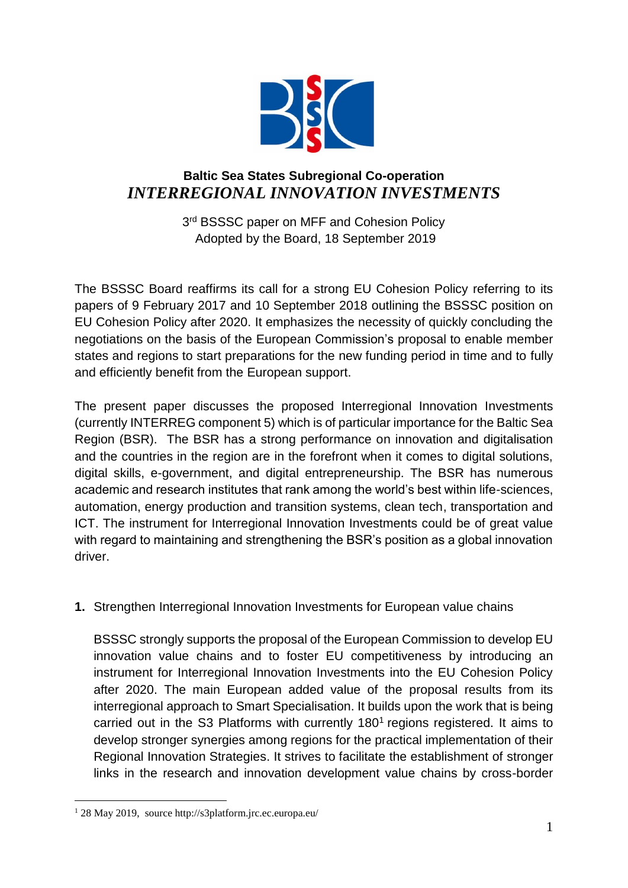**Baltic Sea States Subregional Co-operation**

# *INTERREGIONAL INNOVATION INVESTMENTS*

3rd BSSSC paper on MFF and Cohesion Policy
Adopted by the Board, 18 September 2019

The BSSSC Board reaffirms its call for a strong EU Cohesion Policy referring to its papers of 9 February 2017 and 10 September 2018 outlining the BSSSC position on EU Cohesion Policy after 2020. It emphasizes the necessity of quickly concluding the negotiations on the basis of the European Commission's proposal to enable member states and regions to start preparations for the new funding period in time and to fully and efficiently benefit from the European support.

The present paper discusses the proposed Interregional Innovation Investments (currently INTERREG component 5) which is of particular importance for the Baltic Sea Region (BSR). The BSR has a strong performance on innovation and digitalisation and the countries in the region are in the forefront when it comes to digital solutions, digital skills, e-government, and digital entrepreneurship. The BSR has numerous academic and research institutes that rank among the world's best within life-sciences, automation, energy production and transition systems, clean tech, transportation and ICT. The instrument for Interregional Innovation Investments could be of great value with regard to maintaining and strengthening the BSR's position as a global innovation driver.

**1.** Strengthen Interregional Innovation Investments for European value chains

BSSSC strongly supports the proposal of the European Commission to develop EU innovation value chains and to foster EU competitiveness by introducing an instrument for Interregional Innovation Investments into the EU Cohesion Policy after 2020. The main European added value of the proposal results from its interregional approach to Smart Specialisation. It builds upon the work that is being carried out in the S3 Platforms with currently 180[1] regions registered. It aims to develop stronger synergies among regions for the practical implementation of their Regional Innovation Strategies. It strives to facilitate the establishment of stronger links in the research and innovation development value chains by cross-border

[1] 28 May 2019, source http://s3platform.jrc.ec.europa.eu/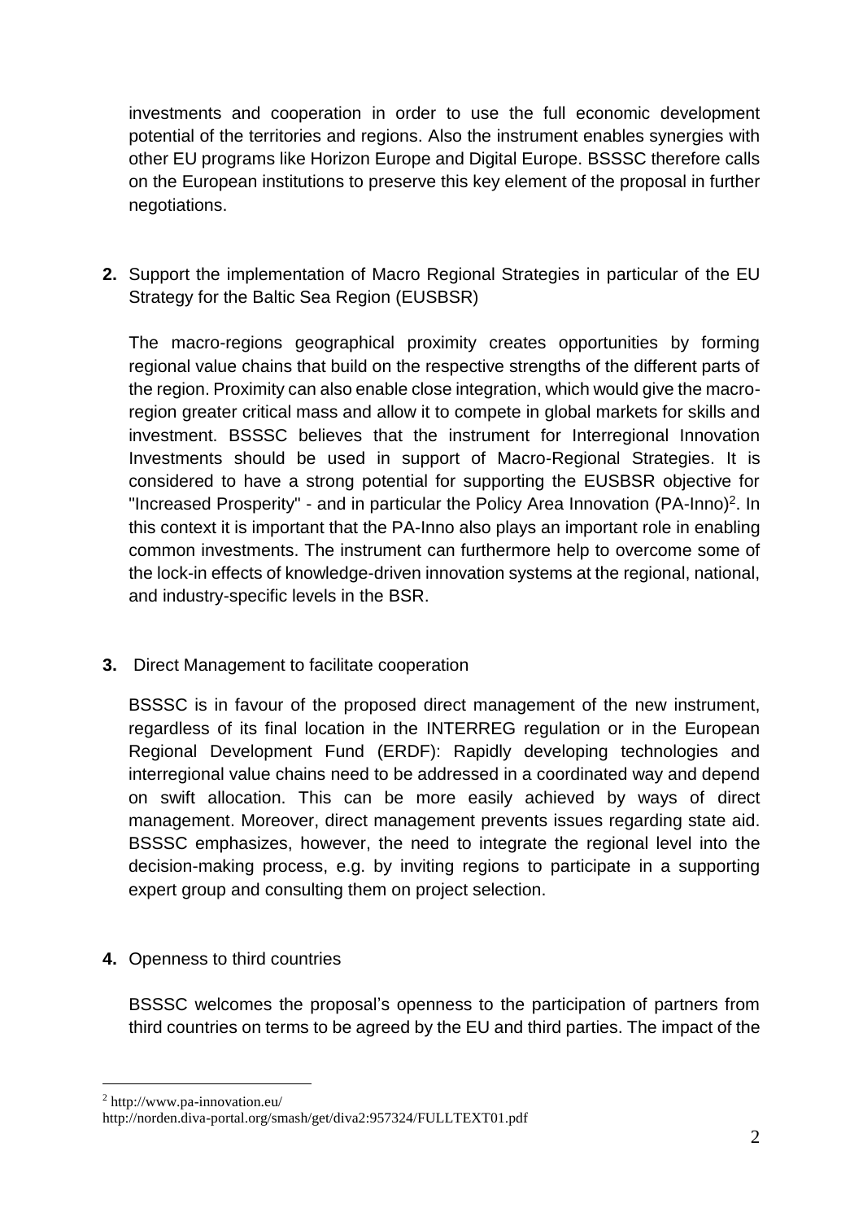investments and cooperation in order to use the full economic development potential of the territories and regions. Also the instrument enables synergies with other EU programs like Horizon Europe and Digital Europe. BSSSC therefore calls on the European institutions to preserve this key element of the proposal in further negotiations.

**2.** Support the implementation of Macro Regional Strategies in particular of the EU Strategy for the Baltic Sea Region (EUSBSR)

The macro-regions geographical proximity creates opportunities by forming regional value chains that build on the respective strengths of the different parts of the region. Proximity can also enable close integration, which would give the macro-region greater critical mass and allow it to compete in global markets for skills and investment. BSSSC believes that the instrument for Interregional Innovation Investments should be used in support of Macro-Regional Strategies. It is considered to have a strong potential for supporting the EUSBSR objective for "Increased Prosperity" - and in particular the Policy Area Innovation (PA-Inno)[2]. In this context it is important that the PA-Inno also plays an important role in enabling common investments. The instrument can furthermore help to overcome some of the lock-in effects of knowledge-driven innovation systems at the regional, national, and industry-specific levels in the BSR.

**3.** Direct Management to facilitate cooperation

BSSSC is in favour of the proposed direct management of the new instrument, regardless of its final location in the INTERREG regulation or in the European Regional Development Fund (ERDF): Rapidly developing technologies and interregional value chains need to be addressed in a coordinated way and depend on swift allocation. This can be more easily achieved by ways of direct management. Moreover, direct management prevents issues regarding state aid. BSSSC emphasizes, however, the need to integrate the regional level into the decision-making process, e.g. by inviting regions to participate in a supporting expert group and consulting them on project selection.

**4.** Openness to third countries

BSSSC welcomes the proposal's openness to the participation of partners from third countries on terms to be agreed by the EU and third parties. The impact of the

---

[2] http://www.pa-innovation.eu/
http://norden.diva-portal.org/smash/get/diva2:957324/FULLTEXT01.pdf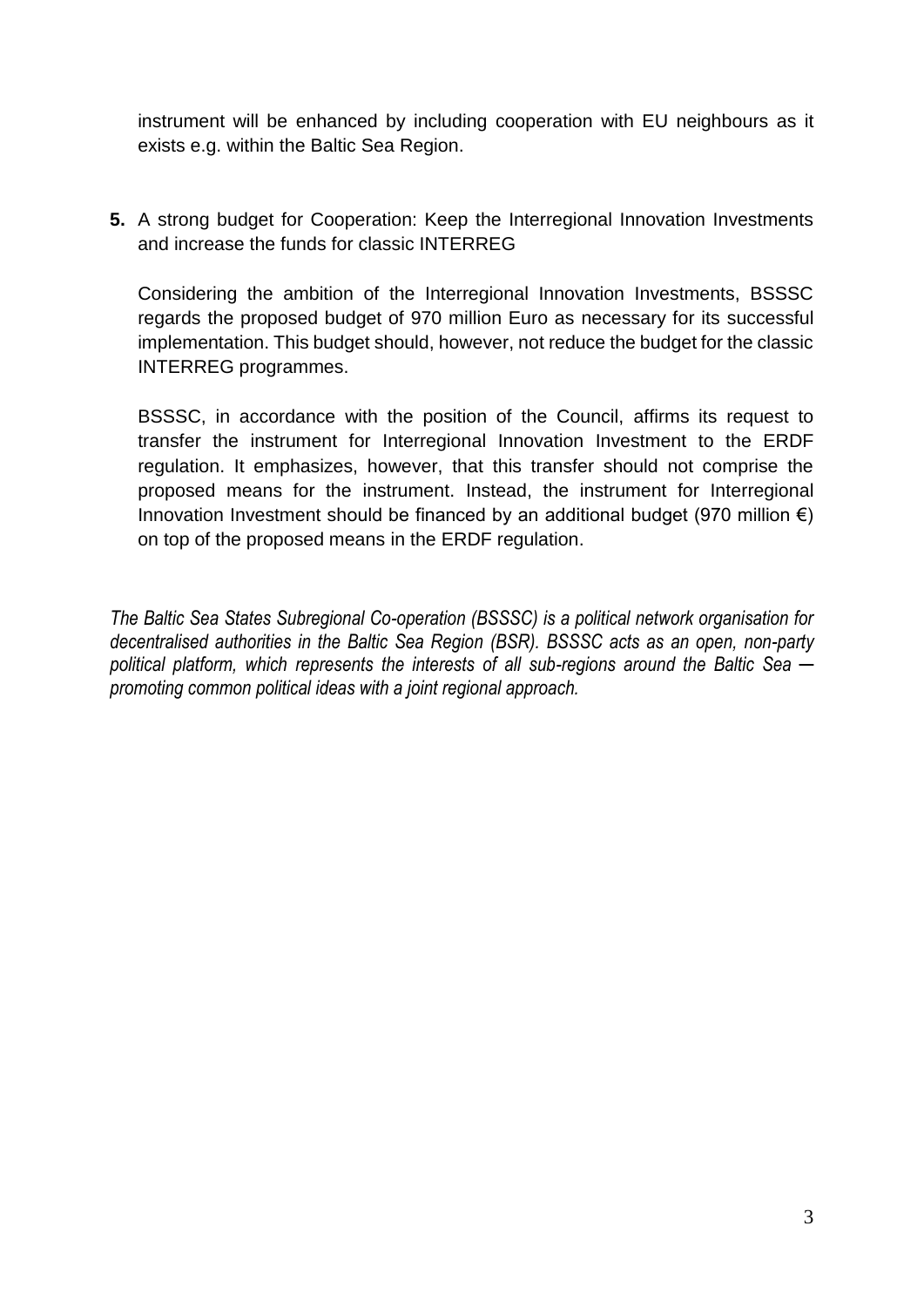instrument will be enhanced by including cooperation with EU neighbours as it exists e.g. within the Baltic Sea Region.

**5.** A strong budget for Cooperation: Keep the Interregional Innovation Investments and increase the funds for classic INTERREG

Considering the ambition of the Interregional Innovation Investments, BSSSC regards the proposed budget of 970 million Euro as necessary for its successful implementation. This budget should, however, not reduce the budget for the classic INTERREG programmes.

BSSSC, in accordance with the position of the Council, affirms its request to transfer the instrument for Interregional Innovation Investment to the ERDF regulation. It emphasizes, however, that this transfer should not comprise the proposed means for the instrument. Instead, the instrument for Interregional Innovation Investment should be financed by an additional budget (970 million €) on top of the proposed means in the ERDF regulation.

*The Baltic Sea States Subregional Co-operation (BSSSC) is a political network organisation for decentralised authorities in the Baltic Sea Region (BSR). BSSSC acts as an open, non-party political platform, which represents the interests of all sub-regions around the Baltic Sea – promoting common political ideas with a joint regional approach.*